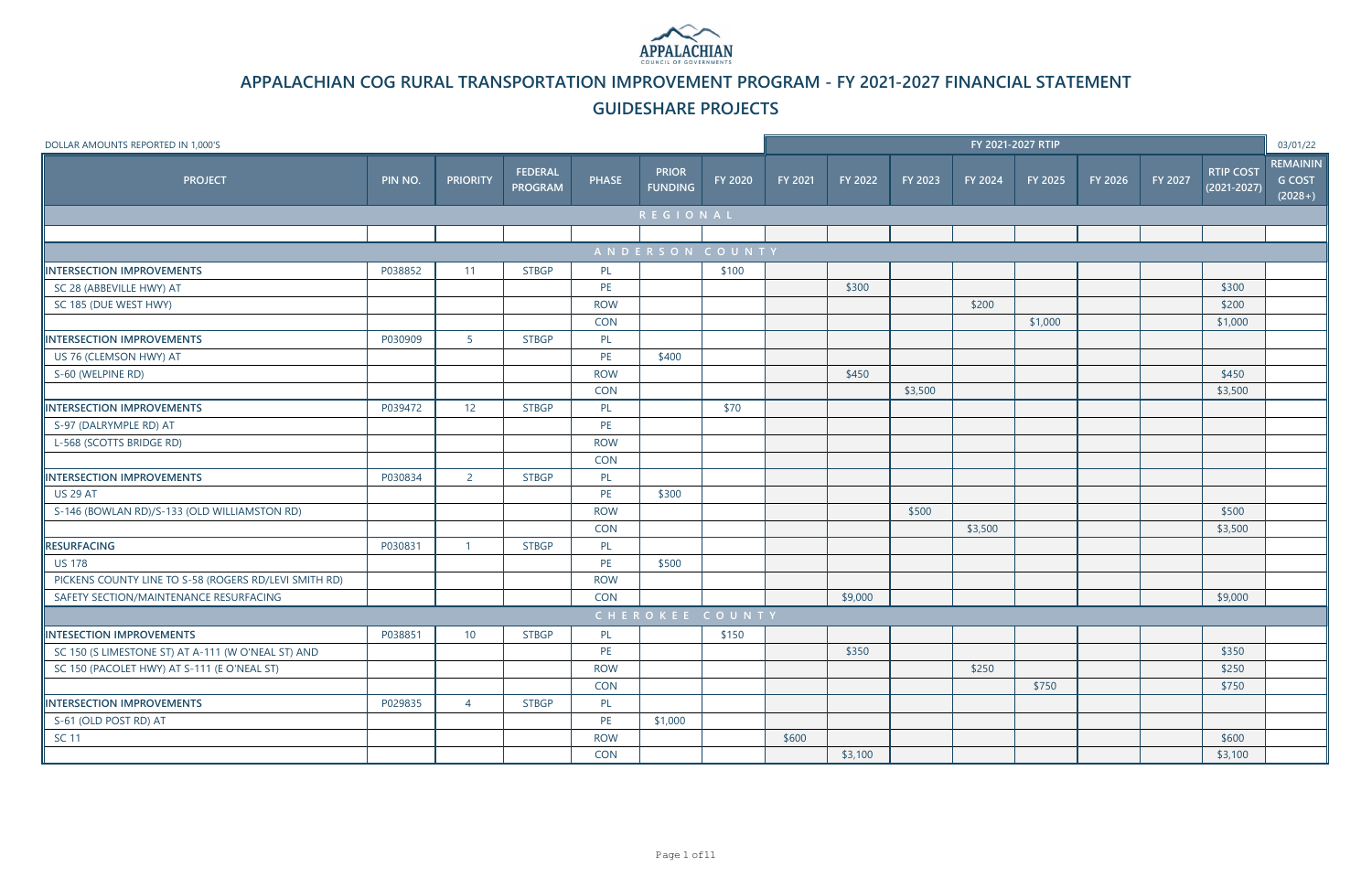# APPALACHIAN COG RURAL TRANSPORTATION IMPROVEMENT PROGRAM - FY 2021-2027 FINANCIAL STATEMENT

## GUIDESHARE PROJECTS

DOLLAR AMOUNTS REPORTED IN 1,000'S

03/01/22

| PROJECT | PIN NO. | PRIORITY | FEDERAL PROGRAM | PHASE | PRIOR FUNDING | FY 2020 | FY 2021-2027 RTIP | | | | | | | | REMAINING COST (2028+) |
|---|---|---|---|---|---|---|---|---|---|---|---|---|---|---|---|
| | | | | | | | FY 2021 | FY 2022 | FY 2023 | FY 2024 | FY 2025 | FY 2026 | FY 2027 | RTIP COST (2021-2027) | |
| **REGIONAL** | | | | | | | | | | | | | | | |
| | | | | | | | | | | | | | | | |
| **ANDERSON COUNTY** | | | | | | | | | | | | | | | |
| **INTERSECTION IMPROVEMENTS** | P038852 | 11 | STBGP | PL | | $100 | | | | | | | | | |
| SC 28 (ABBEVILLE HWY) AT | | | | PE | | | | $300 | | | | | | $300 | |
| SC 185 (DUE WEST HWY) | | | | ROW | | | | | | $200 | | | | $200 | |
| | | | | CON | | | | | | | $1,000 | | | $1,000 | |
| **INTERSECTION IMPROVEMENTS** | P030909 | 5 | STBGP | PL | | | | | | | | | | | |
| US 76 (CLEMSON HWY) AT | | | | PE | $400 | | | | | | | | | | |
| S-60 (WELPINE RD) | | | | ROW | | | | $450 | | | | | | $450 | |
| | | | | CON | | | | | $3,500 | | | | | $3,500 | |
| **INTERSECTION IMPROVEMENTS** | P039472 | 12 | STBGP | PL | | $70 | | | | | | | | | |
| S-97 (DALRYMPLE RD) AT | | | | PE | | | | | | | | | | | |
| L-568 (SCOTTS BRIDGE RD) | | | | ROW | | | | | | | | | | | |
| | | | | CON | | | | | | | | | | | |
| **INTERSECTION IMPROVEMENTS** | P030834 | 2 | STBGP | PL | | | | | | | | | | | |
| US 29 AT | | | | PE | $300 | | | | | | | | | | |
| S-146 (BOWLAN RD)/S-133 (OLD WILLIAMSTON RD) | | | | ROW | | | | | $500 | | | | | $500 | |
| | | | | CON | | | | | | $3,500 | | | | $3,500 | |
| **RESURFACING** | P030831 | 1 | STBGP | PL | | | | | | | | | | | |
| US 178 | | | | PE | $500 | | | | | | | | | | |
| PICKENS COUNTY LINE TO S-58 (ROGERS RD/LEVI SMITH RD) | | | | ROW | | | | | | | | | | | |
| SAFETY SECTION/MAINTENANCE RESURFACING | | | | CON | | | | $9,000 | | | | | | $9,000 | |
| **CHEROKEE COUNTY** | | | | | | | | | | | | | | | |
| **INTESECTION IMPROVEMENTS** | P038851 | 10 | STBGP | PL | | $150 | | | | | | | | | |
| SC 150 (S LIMESTONE ST) AT A-111 (W O'NEAL ST) AND | | | | PE | | | | $350 | | | | | | $350 | |
| SC 150 (PACOLET HWY) AT S-111 (E O'NEAL ST) | | | | ROW | | | | | | $250 | | | | $250 | |
| | | | | CON | | | | | | | $750 | | | $750 | |
| **INTERSECTION IMPROVEMENTS** | P029835 | 4 | STBGP | PL | | | | | | | | | | | |
| S-61 (OLD POST RD) AT | | | | PE | $1,000 | | | | | | | | | | |
| SC 11 | | | | ROW | | | $600 | | | | | | | $600 | |
| | | | | CON | | | | $3,100 | | | | | | $3,100 | |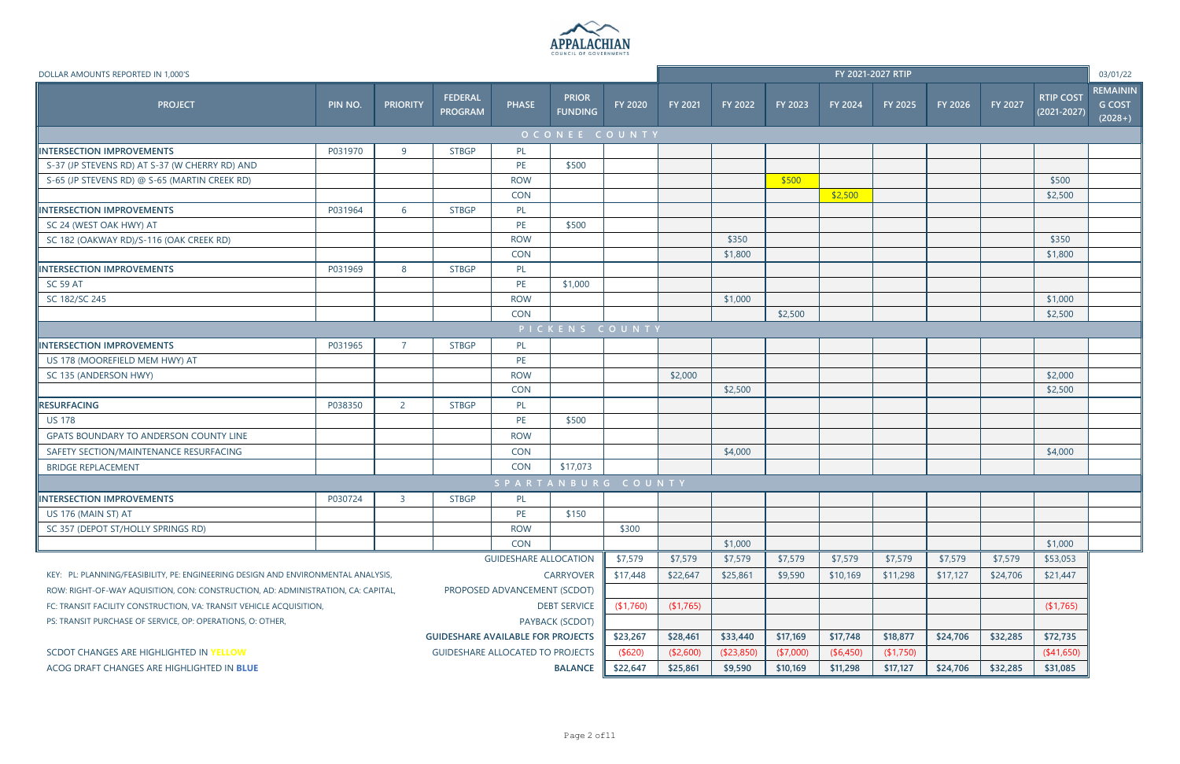# APPALACHIAN COUNCIL OF GOVERNMENTS

DOLLAR AMOUNTS REPORTED IN 1,000'S

03/01/22

| PROJECT | PIN NO. | PRIORITY | FEDERAL PROGRAM | PHASE | PRIOR FUNDING | FY 2020 | FY 2021 | FY 2022 | FY 2023 | FY 2024 | FY 2025 | FY 2026 | FY 2027 | RTIP COST (2021-2027) | REMAINING COST (2028+) |
|---|---|---|---|---|---|---|---|---|---|---|---|---|---|---|---|
| | | | | | | | FY 2021-2027 RTIP | | | | | | | | |
| **OCONEE COUNTY** | | | | | | | | | | | | | | | |
| **INTERSECTION IMPROVEMENTS** | P031970 | 9 | STBGP | PL | | | | | | | | | | | |
| S-37 (JP STEVENS RD) AT S-37 (W CHERRY RD) AND | | | | PE | $500 | | | | | | | | | | |
| S-65 (JP STEVENS RD) @ S-65 (MARTIN CREEK RD) | | | | ROW | | | | | $500 | | | | | $500 | |
| | | | | CON | | | | | | $2,500 | | | | $2,500 | |
| **INTERSECTION IMPROVEMENTS** | P031964 | 6 | STBGP | PL | | | | | | | | | | | |
| SC 24 (WEST OAK HWY) AT | | | | PE | $500 | | | | | | | | | | |
| SC 182 (OAKWAY RD)/S-116 (OAK CREEK RD) | | | | ROW | | | | $350 | | | | | | $350 | |
| | | | | CON | | | | $1,800 | | | | | | $1,800 | |
| **INTERSECTION IMPROVEMENTS** | P031969 | 8 | STBGP | PL | | | | | | | | | | | |
| SC 59 AT | | | | PE | $1,000 | | | | | | | | | | |
| SC 182/SC 245 | | | | ROW | | | | $1,000 | | | | | | $1,000 | |
| | | | | CON | | | | | $2,500 | | | | | $2,500 | |
| **PICKENS COUNTY** | | | | | | | | | | | | | | | |
| **INTERSECTION IMPROVEMENTS** | P031965 | 7 | STBGP | PL | | | | | | | | | | | |
| US 178 (MOOREFIELD MEM HWY) AT | | | | PE | | | | | | | | | | | |
| SC 135 (ANDERSON HWY) | | | | ROW | | | $2,000 | | | | | | | $2,000 | |
| | | | | CON | | | | $2,500 | | | | | | $2,500 | |
| **RESURFACING** | P038350 | 2 | STBGP | PL | | | | | | | | | | | |
| US 178 | | | | PE | $500 | | | | | | | | | | |
| GPATS BOUNDARY TO ANDERSON COUNTY LINE | | | | ROW | | | | | | | | | | | |
| SAFETY SECTION/MAINTENANCE RESURFACING | | | | CON | | | | $4,000 | | | | | | $4,000 | |
| BRIDGE REPLACEMENT | | | | CON | $17,073 | | | | | | | | | | |
| **SPARTANBURG COUNTY** | | | | | | | | | | | | | | | |
| **INTERSECTION IMPROVEMENTS** | P030724 | 3 | STBGP | PL | | | | | | | | | | | |
| US 176 (MAIN ST) AT | | | | PE | $150 | | | | | | | | | | |
| SC 357 (DEPOT ST/HOLLY SPRINGS RD) | | | | ROW | | $300 | | | | | | | | | |
| | | | | CON | | | | $1,000 | | | | | | $1,000 | |
| | | | | GUIDESHARE ALLOCATION | | $7,579 | $7,579 | $7,579 | $7,579 | $7,579 | $7,579 | $7,579 | $7,579 | $53,053 | |
| | | | | CARRYOVER | | $17,448 | $22,647 | $25,861 | $9,590 | $10,169 | $11,298 | $17,127 | $24,706 | $21,447 | |
| | | | | PROPOSED ADVANCEMENT (SCDOT) | | | | | | | | | | | |
| | | | | DEBT SERVICE | | ($1,760) | ($1,765) | | | | | | | ($1,765) | |
| | | | | PAYBACK (SCDOT) | | | | | | | | | | | |
| | | | | GUIDESHARE AVAILABLE FOR PROJECTS | | $23,267 | $28,461 | $33,440 | $17,169 | $17,748 | $18,877 | $24,706 | $32,285 | $72,735 | |
| | | | | GUIDESHARE ALLOCATED TO PROJECTS | | ($620) | ($2,600) | ($23,850) | ($7,000) | ($6,450) | ($1,750) | | | ($41,650) | |
| | | | | BALANCE | | $22,647 | $25,861 | $9,590 | $10,169 | $11,298 | $17,127 | $24,706 | $32,285 | $31,085 | |

KEY: PL: PLANNING/FEASIBILITY, PE: ENGINEERING DESIGN AND ENVIRONMENTAL ANALYSIS,
ROW: RIGHT-OF-WAY AQUISITION, CON: CONSTRUCTION, AD: ADMINISTRATION, CA: CAPITAL,
FC: TRANSIT FACILITY CONSTRUCTION, VA: TRANSIT VEHICLE ACQUISITION,
PS: TRANSIT PURCHASE OF SERVICE, OP: OPERATIONS, O: OTHER,

SCDOT CHANGES ARE HIGHLIGHTED IN **YELLOW**

ACOG DRAFT CHANGES ARE HIGHLIGHTED IN **BLUE**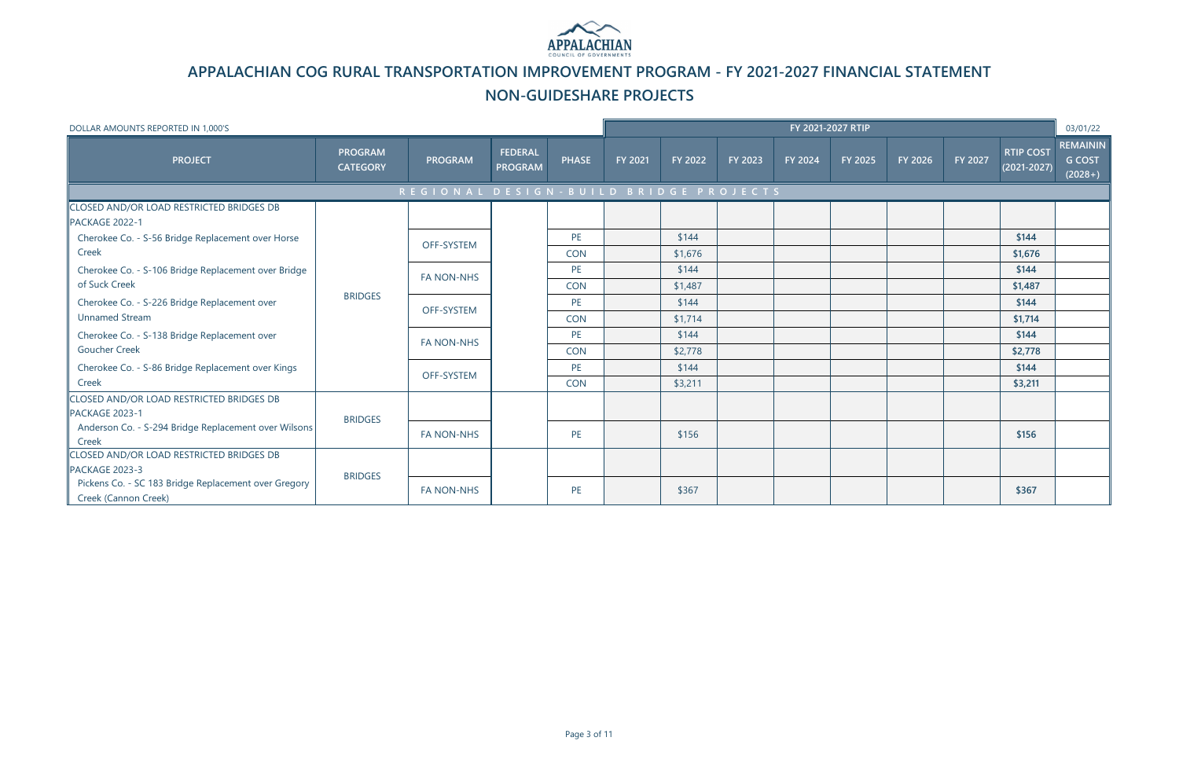# APPALACHIAN COG RURAL TRANSPORTATION IMPROVEMENT PROGRAM - FY 2021-2027 FINANCIAL STATEMENT

## NON-GUIDESHARE PROJECTS

DOLLAR AMOUNTS REPORTED IN 1,000'S

03/01/22

| PROJECT | PROGRAM CATEGORY | PROGRAM | FEDERAL PROGRAM | PHASE | FY 2021 | FY 2022 | FY 2023 | FY 2024 | FY 2025 | FY 2026 | FY 2027 | RTIP COST (2021-2027) | REMAINING COST (2028+) |
|---|---|---|---|---|---|---|---|---|---|---|---|---|---|
| **REGIONAL DESIGN-BUILD BRIDGE PROJECTS** | | | | | | | | | | | | | |
| CLOSED AND/OR LOAD RESTRICTED BRIDGES DB PACKAGE 2022-1 | BRIDGES | | | | | | | | | | | | |
| Cherokee Co. - S-56 Bridge Replacement over Horse Creek | | OFF-SYSTEM | | PE | | $144 | | | | | | $144 | |
| | | | | CON | | $1,676 | | | | | | $1,676 | |
| Cherokee Co. - S-106 Bridge Replacement over Bridge of Suck Creek | | FA NON-NHS | | PE | | $144 | | | | | | $144 | |
| | | | | CON | | $1,487 | | | | | | $1,487 | |
| Cherokee Co. - S-226 Bridge Replacement over Unnamed Stream | | OFF-SYSTEM | | PE | | $144 | | | | | | $144 | |
| | | | | CON | | $1,714 | | | | | | $1,714 | |
| Cherokee Co. - S-138 Bridge Replacement over Goucher Creek | | FA NON-NHS | | PE | | $144 | | | | | | $144 | |
| | | | | CON | | $2,778 | | | | | | $2,778 | |
| Cherokee Co. - S-86 Bridge Replacement over Kings Creek | | OFF-SYSTEM | | PE | | $144 | | | | | | $144 | |
| | | | | CON | | $3,211 | | | | | | $3,211 | |
| CLOSED AND/OR LOAD RESTRICTED BRIDGES DB PACKAGE 2023-1 | BRIDGES | | | | | | | | | | | | |
| Anderson Co. - S-294 Bridge Replacement over Wilsons Creek | | FA NON-NHS | | PE | | $156 | | | | | | $156 | |
| CLOSED AND/OR LOAD RESTRICTED BRIDGES DB PACKAGE 2023-3 | BRIDGES | | | | | | | | | | | | |
| Pickens Co. - SC 183 Bridge Replacement over Gregory Creek (Cannon Creek) | | FA NON-NHS | | PE | | $367 | | | | | | $367 | |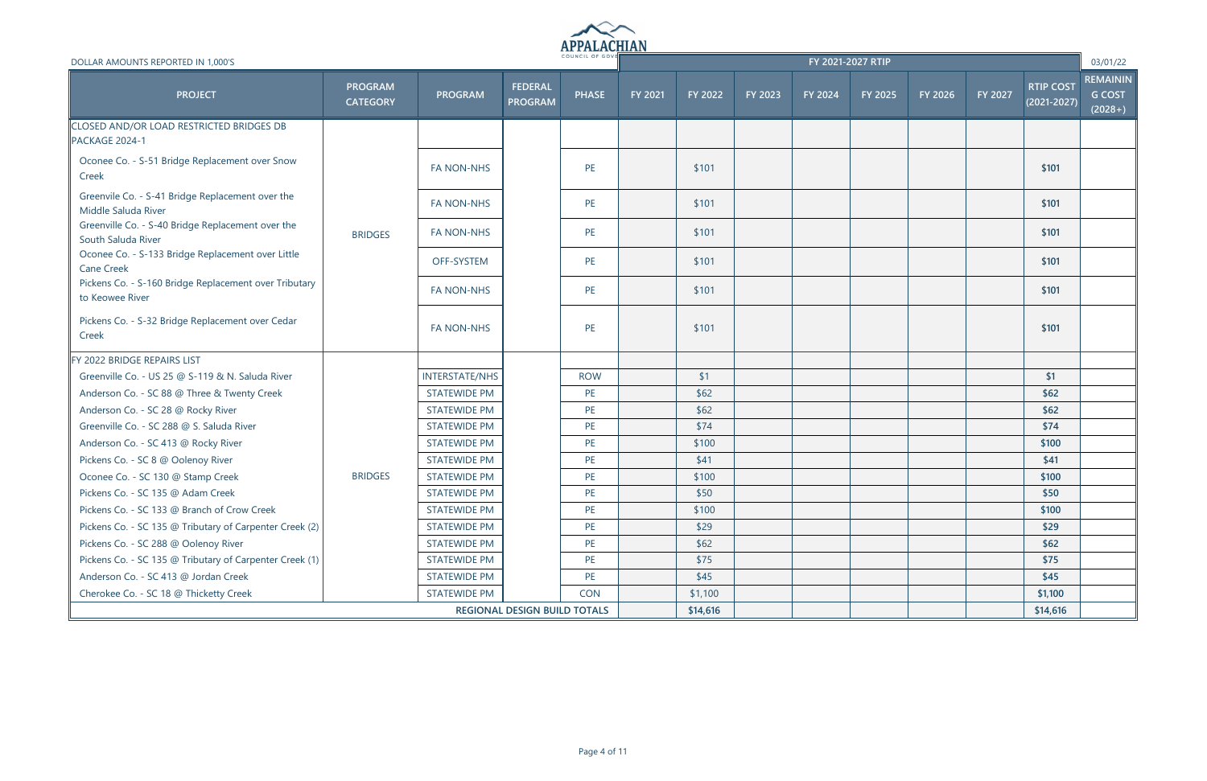DOLLAR AMOUNTS REPORTED IN 1,000'S

APPALACHIAN COUNCIL OF GOVERNMENTS

FY 2021-2027 RTIP

03/01/22

| PROJECT | PROGRAM CATEGORY | PROGRAM | FEDERAL PROGRAM | PHASE | FY 2021 | FY 2022 | FY 2023 | FY 2024 | FY 2025 | FY 2026 | FY 2027 | RTIP COST (2021-2027) | REMAINING COST (2028+) |
|---|---|---|---|---|---|---|---|---|---|---|---|---|---|
| CLOSED AND/OR LOAD RESTRICTED BRIDGES DB PACKAGE 2024-1 | | | | | | | | | | | | | |
| Oconee Co. - S-51 Bridge Replacement over Snow Creek | BRIDGES | FA NON-NHS | | PE | | $101 | | | | | | $101 | |
| Greenvile Co. - S-41 Bridge Replacement over the Middle Saluda River | BRIDGES | FA NON-NHS | | PE | | $101 | | | | | | $101 | |
| Greenville Co. - S-40 Bridge Replacement over the South Saluda River | BRIDGES | FA NON-NHS | | PE | | $101 | | | | | | $101 | |
| Oconee Co. - S-133 Bridge Replacement over Little Cane Creek | BRIDGES | OFF-SYSTEM | | PE | | $101 | | | | | | $101 | |
| Pickens Co. - S-160 Bridge Replacement over Tributary to Keowee River | BRIDGES | FA NON-NHS | | PE | | $101 | | | | | | $101 | |
| Pickens Co. - S-32 Bridge Replacement over Cedar Creek | BRIDGES | FA NON-NHS | | PE | | $101 | | | | | | $101 | |
| FY 2022 BRIDGE REPAIRS LIST | | | | | | | | | | | | | |
| Greenville Co. - US 25 @ S-119 & N. Saluda River | BRIDGES | INTERSTATE/NHS | | ROW | | $1 | | | | | | $1 | |
| Anderson Co. - SC 88 @ Three & Twenty Creek | BRIDGES | STATEWIDE PM | | PE | | $62 | | | | | | $62 | |
| Anderson Co. - SC 28 @ Rocky River | BRIDGES | STATEWIDE PM | | PE | | $62 | | | | | | $62 | |
| Greenville Co. - SC 288 @ S. Saluda River | BRIDGES | STATEWIDE PM | | PE | | $74 | | | | | | $74 | |
| Anderson Co. - SC 413 @ Rocky River | BRIDGES | STATEWIDE PM | | PE | | $100 | | | | | | $100 | |
| Pickens Co. - SC 8 @ Oolenoy River | BRIDGES | STATEWIDE PM | | PE | | $41 | | | | | | $41 | |
| Oconee Co. - SC 130 @ Stamp Creek | BRIDGES | STATEWIDE PM | | PE | | $100 | | | | | | $100 | |
| Pickens Co. - SC 135 @ Adam Creek | BRIDGES | STATEWIDE PM | | PE | | $50 | | | | | | $50 | |
| Pickens Co. - SC 133 @ Branch of Crow Creek | BRIDGES | STATEWIDE PM | | PE | | $100 | | | | | | $100 | |
| Pickens Co. - SC 135 @ Tributary of Carpenter Creek (2) | BRIDGES | STATEWIDE PM | | PE | | $29 | | | | | | $29 | |
| Pickens Co. - SC 288 @ Oolenoy River | BRIDGES | STATEWIDE PM | | PE | | $62 | | | | | | $62 | |
| Pickens Co. - SC 135 @ Tributary of Carpenter Creek (1) | BRIDGES | STATEWIDE PM | | PE | | $75 | | | | | | $75 | |
| Anderson Co. - SC 413 @ Jordan Creek | BRIDGES | STATEWIDE PM | | PE | | $45 | | | | | | $45 | |
| Cherokee Co. - SC 18 @ Thicketty Creek | BRIDGES | STATEWIDE PM | | CON | | $1,100 | | | | | | $1,100 | |
| REGIONAL DESIGN BUILD TOTALS | | | | | | $14,616 | | | | | | $14,616 | |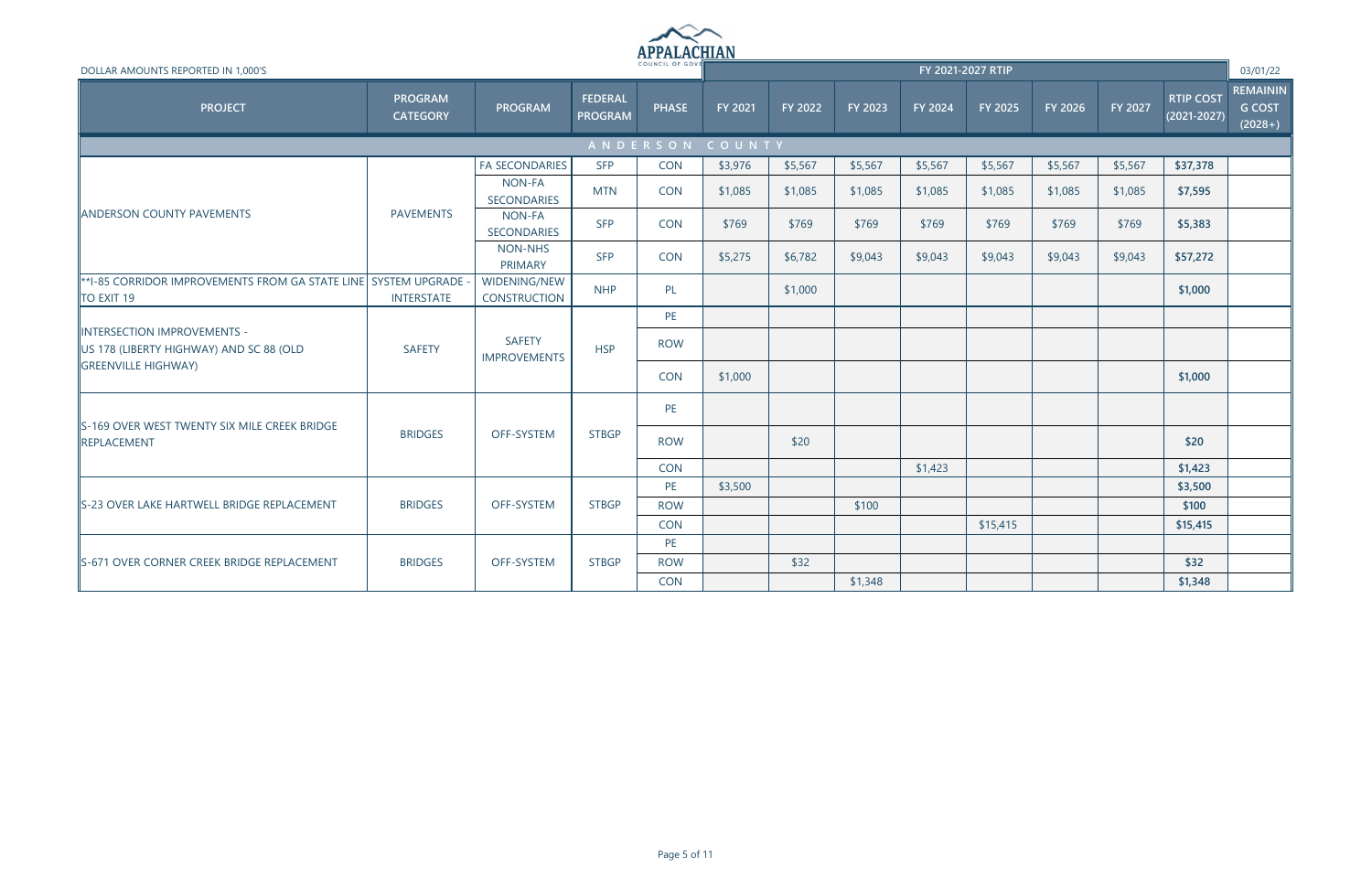APPALACHIAN COUNCIL OF GOVERNMENTS

DOLLAR AMOUNTS REPORTED IN 1,000'S

03/01/22

| PROJECT | PROGRAM CATEGORY | PROGRAM | FEDERAL PROGRAM | PHASE | FY 2021 | FY 2022 | FY 2023 | FY 2024 | FY 2025 | FY 2026 | FY 2027 | RTIP COST (2021-2027) | REMAINING COST (2028+) |
|---|---|---|---|---|---|---|---|---|---|---|---|---|---|
| | | | | | FY 2021-2027 RTIP | | | | | | | | |
| **ANDERSON COUNTY** | | | | | | | | | | | | | |
| ANDERSON COUNTY PAVEMENTS | PAVEMENTS | FA SECONDARIES | SFP | CON | $3,976 | $5,567 | $5,567 | $5,567 | $5,567 | $5,567 | $5,567 | $37,378 | |
| | | NON-FA SECONDARIES | MTN | CON | $1,085 | $1,085 | $1,085 | $1,085 | $1,085 | $1,085 | $1,085 | $7,595 | |
| | | NON-FA SECONDARIES | SFP | CON | $769 | $769 | $769 | $769 | $769 | $769 | $769 | $5,383 | |
| | | NON-NHS PRIMARY | SFP | CON | $5,275 | $6,782 | $9,043 | $9,043 | $9,043 | $9,043 | $9,043 | $57,272 | |
| **I-85 CORRIDOR IMPROVEMENTS FROM GA STATE LINE TO EXIT 19 | SYSTEM UPGRADE - INTERSTATE | WIDENING/NEW CONSTRUCTION | NHP | PL | | $1,000 | | | | | | $1,000 | |
| INTERSECTION IMPROVEMENTS - US 178 (LIBERTY HIGHWAY) AND SC 88 (OLD GREENVILLE HIGHWAY) | SAFETY | SAFETY IMPROVEMENTS | HSP | PE | | | | | | | | | |
| | | | | ROW | | | | | | | | | |
| | | | | CON | $1,000 | | | | | | | $1,000 | |
| S-169 OVER WEST TWENTY SIX MILE CREEK BRIDGE REPLACEMENT | BRIDGES | OFF-SYSTEM | STBGP | PE | | | | | | | | | |
| | | | | ROW | | $20 | | | | | | $20 | |
| | | | | CON | | | | $1,423 | | | | $1,423 | |
| S-23 OVER LAKE HARTWELL BRIDGE REPLACEMENT | BRIDGES | OFF-SYSTEM | STBGP | PE | $3,500 | | | | | | | $3,500 | |
| | | | | ROW | | | $100 | | | | | $100 | |
| | | | | CON | | | | | $15,415 | | | $15,415 | |
| S-671 OVER CORNER CREEK BRIDGE REPLACEMENT | BRIDGES | OFF-SYSTEM | STBGP | PE | | | | | | | | | |
| | | | | ROW | | $32 | | | | | | $32 | |
| | | | | CON | | | $1,348 | | | | | $1,348 | |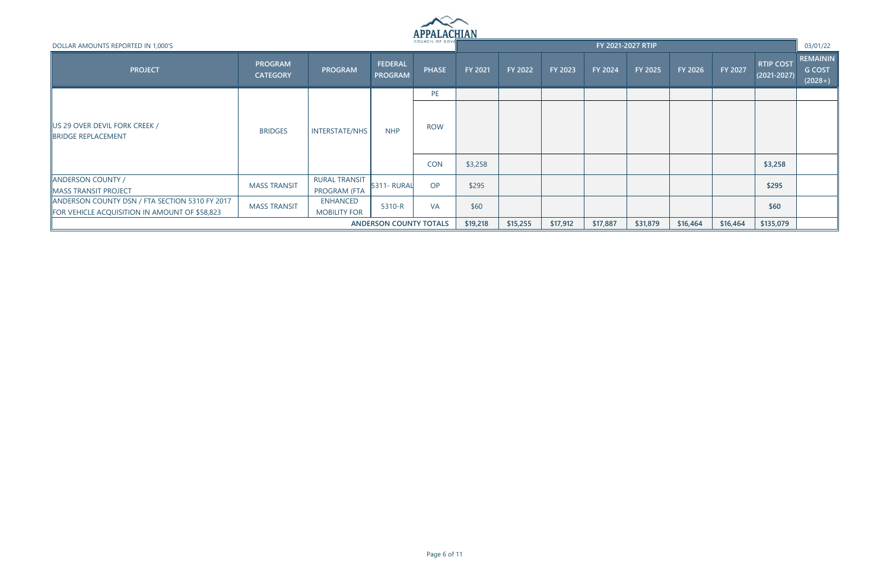DOLLAR AMOUNTS REPORTED IN 1,000'S

APPALACHIAN COUNCIL OF GOVERNMENTS

03/01/22

| PROJECT | PROGRAM CATEGORY | PROGRAM | FEDERAL PROGRAM | PHASE | FY 2021-2027 RTIP FY 2021 | FY 2022 | FY 2023 | FY 2024 | FY 2025 | FY 2026 | FY 2027 | RTIP COST (2021-2027) | REMAINING COST (2028+) |
|---|---|---|---|---|---|---|---|---|---|---|---|---|---|
| US 29 OVER DEVIL FORK CREEK / BRIDGE REPLACEMENT | BRIDGES | INTERSTATE/NHS | NHP | PE | | | | | | | | | |
| | | | | ROW | | | | | | | | | |
| | | | | CON | $3,258 | | | | | | | **$3,258** | |
| ANDERSON COUNTY / MASS TRANSIT PROJECT | MASS TRANSIT | RURAL TRANSIT PROGRAM (FTA | 5311- RURAL | OP | $295 | | | | | | | **$295** | |
| ANDERSON COUNTY DSN / FTA SECTION 5310 FY 2017 FOR VEHICLE ACQUISITION IN AMOUNT OF $58,823 | MASS TRANSIT | ENHANCED MOBILITY FOR | 5310-R | VA | $60 | | | | | | | **$60** | |
| **ANDERSON COUNTY TOTALS** | | | | | **$19,218** | **$15,255** | **$17,912** | **$17,887** | **$31,879** | **$16,464** | **$16,464** | **$135,079** | |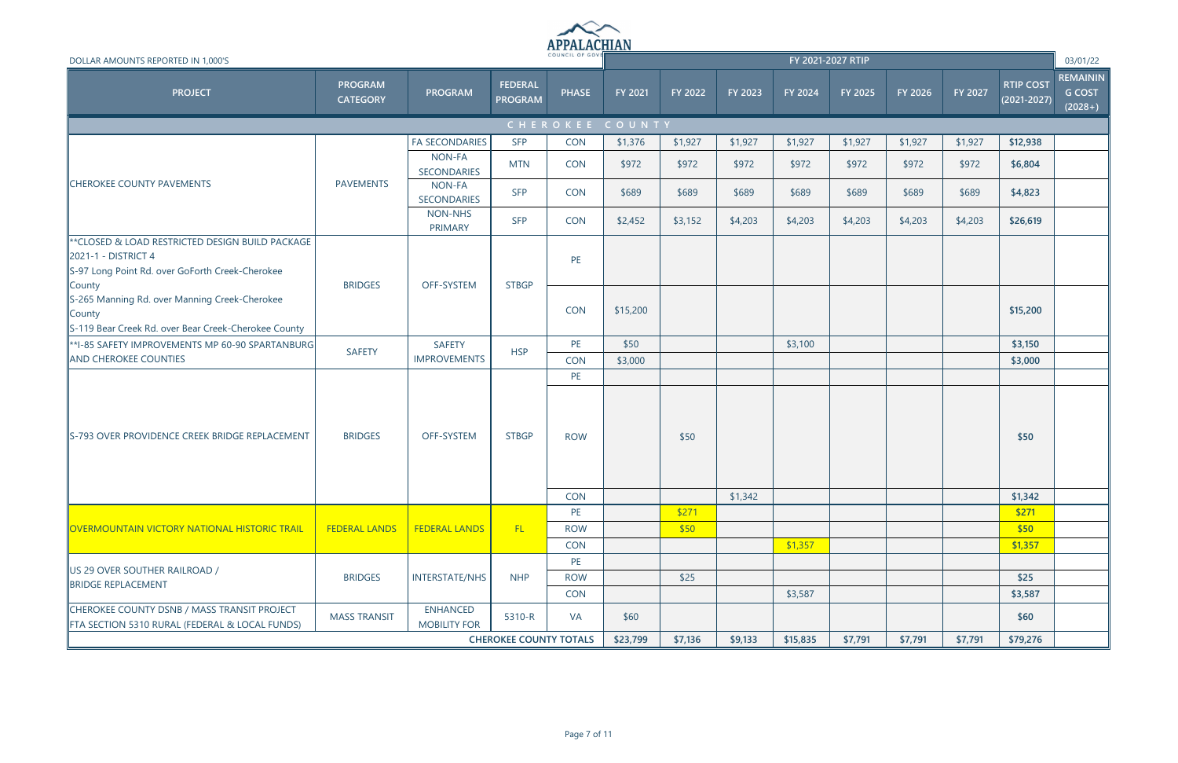APPALACHIAN COUNCIL OF GOVERNMENTS

DOLLAR AMOUNTS REPORTED IN 1,000'S

FY 2021-2027 RTIP

03/01/22

| PROJECT | PROGRAM CATEGORY | PROGRAM | FEDERAL PROGRAM | PHASE | FY 2021 | FY 2022 | FY 2023 | FY 2024 | FY 2025 | FY 2026 | FY 2027 | RTIP COST (2021-2027) | REMAINING COST (2028+) |
|---|---|---|---|---|---|---|---|---|---|---|---|---|---|
| **CHEROKEE COUNTY** | | | | | | | | | | | | | |
| CHEROKEE COUNTY PAVEMENTS | PAVEMENTS | FA SECONDARIES | SFP | CON | $1,376 | $1,927 | $1,927 | $1,927 | $1,927 | $1,927 | $1,927 | $12,938 | |
| | | NON-FA SECONDARIES | MTN | CON | $972 | $972 | $972 | $972 | $972 | $972 | $972 | $6,804 | |
| | | NON-FA SECONDARIES | SFP | CON | $689 | $689 | $689 | $689 | $689 | $689 | $689 | $4,823 | |
| | | NON-NHS PRIMARY | SFP | CON | $2,452 | $3,152 | $4,203 | $4,203 | $4,203 | $4,203 | $4,203 | $26,619 | |
| **CLOSED & LOAD RESTRICTED DESIGN BUILD PACKAGE 2021-1 - DISTRICT 4 S-97 Long Point Rd. over GoForth Creek-Cherokee County S-265 Manning Rd. over Manning Creek-Cherokee County S-119 Bear Creek Rd. over Bear Creek-Cherokee County | BRIDGES | OFF-SYSTEM | STBGP | PE | | | | | | | | | |
| | | | | CON | $15,200 | | | | | | | $15,200 | |
| **I-85 SAFETY IMPROVEMENTS MP 60-90 SPARTANBURG AND CHEROKEE COUNTIES | SAFETY | SAFETY IMPROVEMENTS | HSP | PE | $50 | | | $3,100 | | | | $3,150 | |
| | | | | CON | $3,000 | | | | | | | $3,000 | |
| S-793 OVER PROVIDENCE CREEK BRIDGE REPLACEMENT | BRIDGES | OFF-SYSTEM | STBGP | PE | | | | | | | | | |
| | | | | ROW | | $50 | | | | | | $50 | |
| | | | | CON | | | $1,342 | | | | | $1,342 | |
| OVERMOUNTAIN VICTORY NATIONAL HISTORIC TRAIL | FEDERAL LANDS | FEDERAL LANDS | FL | PE | | $271 | | | | | | $271 | |
| | | | | ROW | | $50 | | | | | | $50 | |
| | | | | CON | | | | $1,357 | | | | $1,357 | |
| US 29 OVER SOUTHER RAILROAD / BRIDGE REPLACEMENT | BRIDGES | INTERSTATE/NHS | NHP | PE | | | | | | | | | |
| | | | | ROW | | $25 | | | | | | $25 | |
| | | | | CON | | | | $3,587 | | | | $3,587 | |
| CHEROKEE COUNTY DSNB / MASS TRANSIT PROJECT FTA SECTION 5310 RURAL (FEDERAL & LOCAL FUNDS) | MASS TRANSIT | ENHANCED MOBILITY FOR | 5310-R | VA | $60 | | | | | | | $60 | |
| | | | CHEROKEE COUNTY TOTALS | | $23,799 | $7,136 | $9,133 | $15,835 | $7,791 | $7,791 | $7,791 | $79,276 | |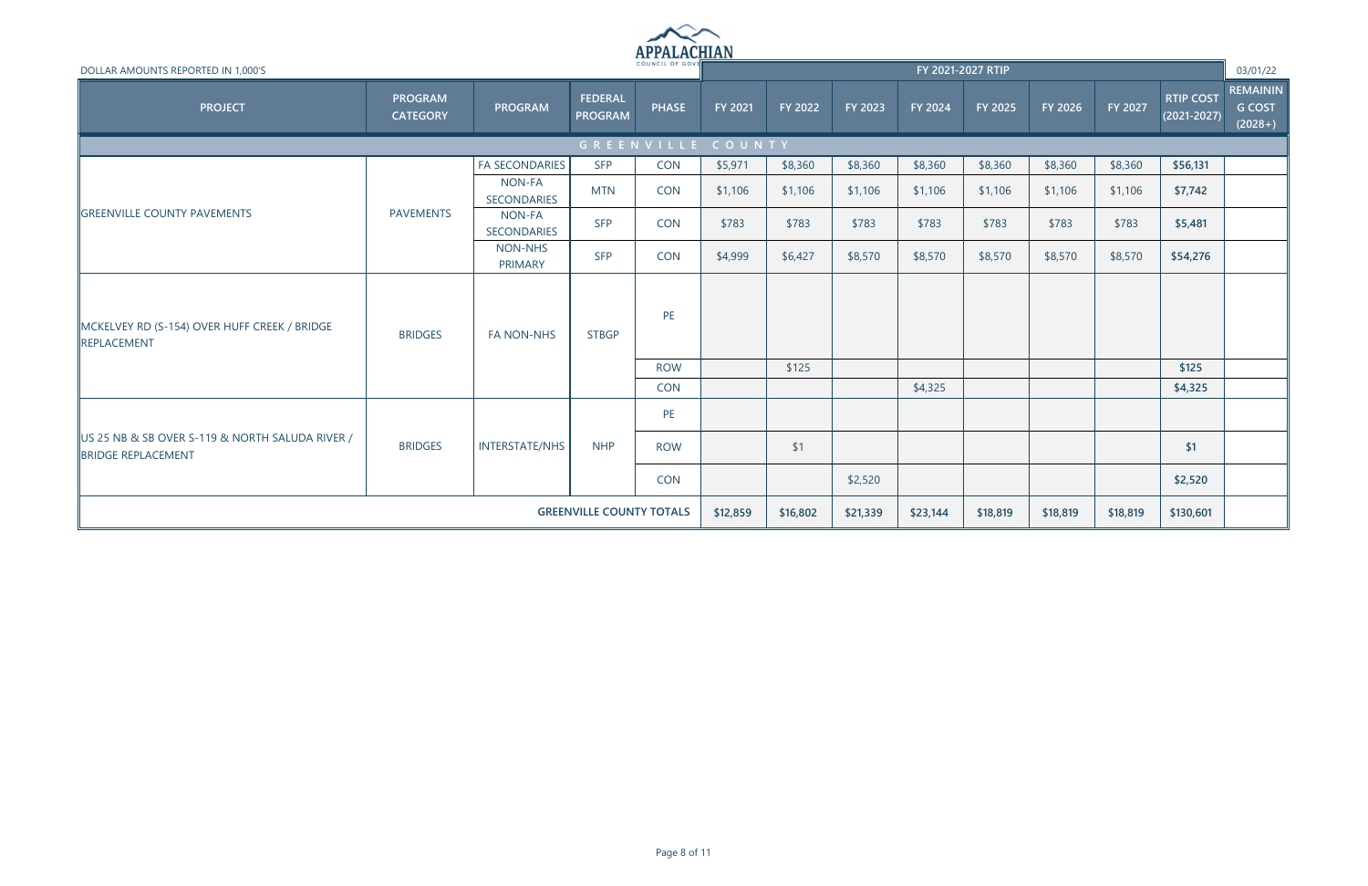DOLLAR AMOUNTS REPORTED IN 1,000'S

03/01/22

| PROJECT | PROGRAM CATEGORY | PROGRAM | FEDERAL PROGRAM | PHASE | FY 2021-2027 RTIP | | | | | | | | |
|---|---|---|---|---|---|---|---|---|---|---|---|---|---|
| | | | | | FY 2021 | FY 2022 | FY 2023 | FY 2024 | FY 2025 | FY 2026 | FY 2027 | RTIP COST (2021-2027) | REMAINING COST (2028+) |
| **GREENVILLE COUNTY** | | | | | | | | | | | | | |
| GREENVILLE COUNTY PAVEMENTS | PAVEMENTS | FA SECONDARIES | SFP | CON | $5,971 | $8,360 | $8,360 | $8,360 | $8,360 | $8,360 | $8,360 | $56,131 | |
| | | NON-FA SECONDARIES | MTN | CON | $1,106 | $1,106 | $1,106 | $1,106 | $1,106 | $1,106 | $1,106 | $7,742 | |
| | | NON-FA SECONDARIES | SFP | CON | $783 | $783 | $783 | $783 | $783 | $783 | $783 | $5,481 | |
| | | NON-NHS PRIMARY | SFP | CON | $4,999 | $6,427 | $8,570 | $8,570 | $8,570 | $8,570 | $8,570 | $54,276 | |
| MCKELVEY RD (S-154) OVER HUFF CREEK / BRIDGE REPLACEMENT | BRIDGES | FA NON-NHS | STBGP | PE | | | | | | | | | |
| | | | | ROW | | $125 | | | | | | $125 | |
| | | | | CON | | | | $4,325 | | | | $4,325 | |
| US 25 NB & SB OVER S-119 & NORTH SALUDA RIVER / BRIDGE REPLACEMENT | BRIDGES | INTERSTATE/NHS | NHP | PE | | | | | | | | | |
| | | | | ROW | | $1 | | | | | | $1 | |
| | | | | CON | | | $2,520 | | | | | $2,520 | |
| **GREENVILLE COUNTY TOTALS** | | | | | $12,859 | $16,802 | $21,339 | $23,144 | $18,819 | $18,819 | $18,819 | $130,601 | |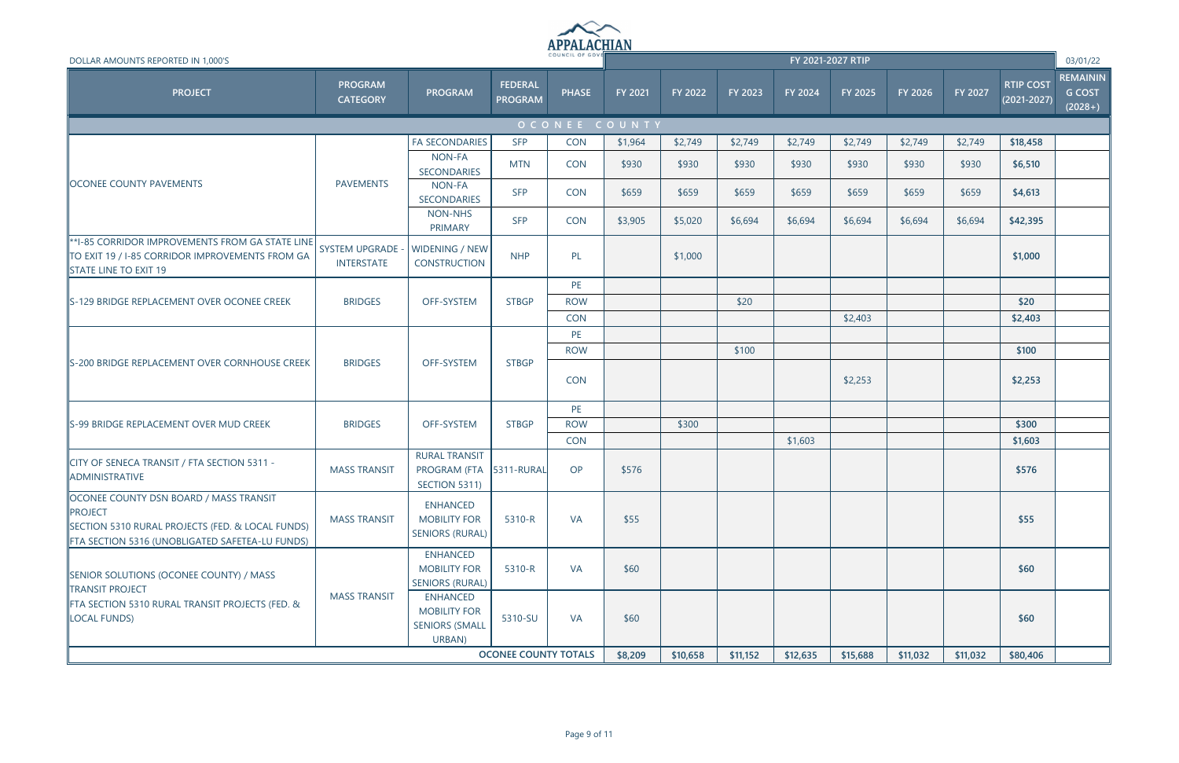DOLLAR AMOUNTS REPORTED IN 1,000'S

APPALACHIAN COUNCIL OF GOVERNMENTS

FY 2021-2027 RTIP

03/01/22

| PROJECT | PROGRAM CATEGORY | PROGRAM | FEDERAL PROGRAM | PHASE | FY 2021 | FY 2022 | FY 2023 | FY 2024 | FY 2025 | FY 2026 | FY 2027 | RTIP COST (2021-2027) | REMAINING COST (2028+) |
|---|---|---|---|---|---|---|---|---|---|---|---|---|---|
| **OCONEE COUNTY** | | | | | | | | | | | | | |
| OCONEE COUNTY PAVEMENTS | PAVEMENTS | FA SECONDARIES | SFP | CON | $1,964 | $2,749 | $2,749 | $2,749 | $2,749 | $2,749 | $2,749 | **$18,458** | |
| | | NON-FA SECONDARIES | MTN | CON | $930 | $930 | $930 | $930 | $930 | $930 | $930 | **$6,510** | |
| | | NON-FA SECONDARIES | SFP | CON | $659 | $659 | $659 | $659 | $659 | $659 | $659 | **$4,613** | |
| | | NON-NHS PRIMARY | SFP | CON | $3,905 | $5,020 | $6,694 | $6,694 | $6,694 | $6,694 | $6,694 | **$42,395** | |
| **I-85 CORRIDOR IMPROVEMENTS FROM GA STATE LINE TO EXIT 19 / I-85 CORRIDOR IMPROVEMENTS FROM GA STATE LINE TO EXIT 19 | SYSTEM UPGRADE - INTERSTATE | WIDENING / NEW CONSTRUCTION | NHP | PL | | $1,000 | | | | | | **$1,000** | |
| S-129 BRIDGE REPLACEMENT OVER OCONEE CREEK | BRIDGES | OFF-SYSTEM | STBGP | PE | | | | | | | | | |
| | | | | ROW | | | $20 | | | | | **$20** | |
| | | | | CON | | | | | $2,403 | | | **$2,403** | |
| S-200 BRIDGE REPLACEMENT OVER CORNHOUSE CREEK | BRIDGES | OFF-SYSTEM | STBGP | PE | | | | | | | | | |
| | | | | ROW | | | $100 | | | | | **$100** | |
| | | | | CON | | | | | $2,253 | | | **$2,253** | |
| S-99 BRIDGE REPLACEMENT OVER MUD CREEK | BRIDGES | OFF-SYSTEM | STBGP | PE | | | | | | | | | |
| | | | | ROW | | $300 | | | | | | **$300** | |
| | | | | CON | | | | $1,603 | | | | **$1,603** | |
| CITY OF SENECA TRANSIT / FTA SECTION 5311 - ADMINISTRATIVE | MASS TRANSIT | RURAL TRANSIT PROGRAM (FTA SECTION 5311) | 5311-RURAL | OP | $576 | | | | | | | **$576** | |
| OCONEE COUNTY DSN BOARD / MASS TRANSIT PROJECT SECTION 5310 RURAL PROJECTS (FED. & LOCAL FUNDS) FTA SECTION 5316 (UNOBLIGATED SAFETEA-LU FUNDS) | MASS TRANSIT | ENHANCED MOBILITY FOR SENIORS (RURAL) | 5310-R | VA | $55 | | | | | | | **$55** | |
| SENIOR SOLUTIONS (OCONEE COUNTY) / MASS TRANSIT PROJECT FTA SECTION 5310 RURAL TRANSIT PROJECTS (FED. & LOCAL FUNDS) | MASS TRANSIT | ENHANCED MOBILITY FOR SENIORS (RURAL) | 5310-R | VA | $60 | | | | | | | **$60** | |
| | | ENHANCED MOBILITY FOR SENIORS (SMALL URBAN) | 5310-SU | VA | $60 | | | | | | | **$60** | |
| | | | **OCONEE COUNTY TOTALS** | | **$8,209** | **$10,658** | **$11,152** | **$12,635** | **$15,688** | **$11,032** | **$11,032** | **$80,406** | |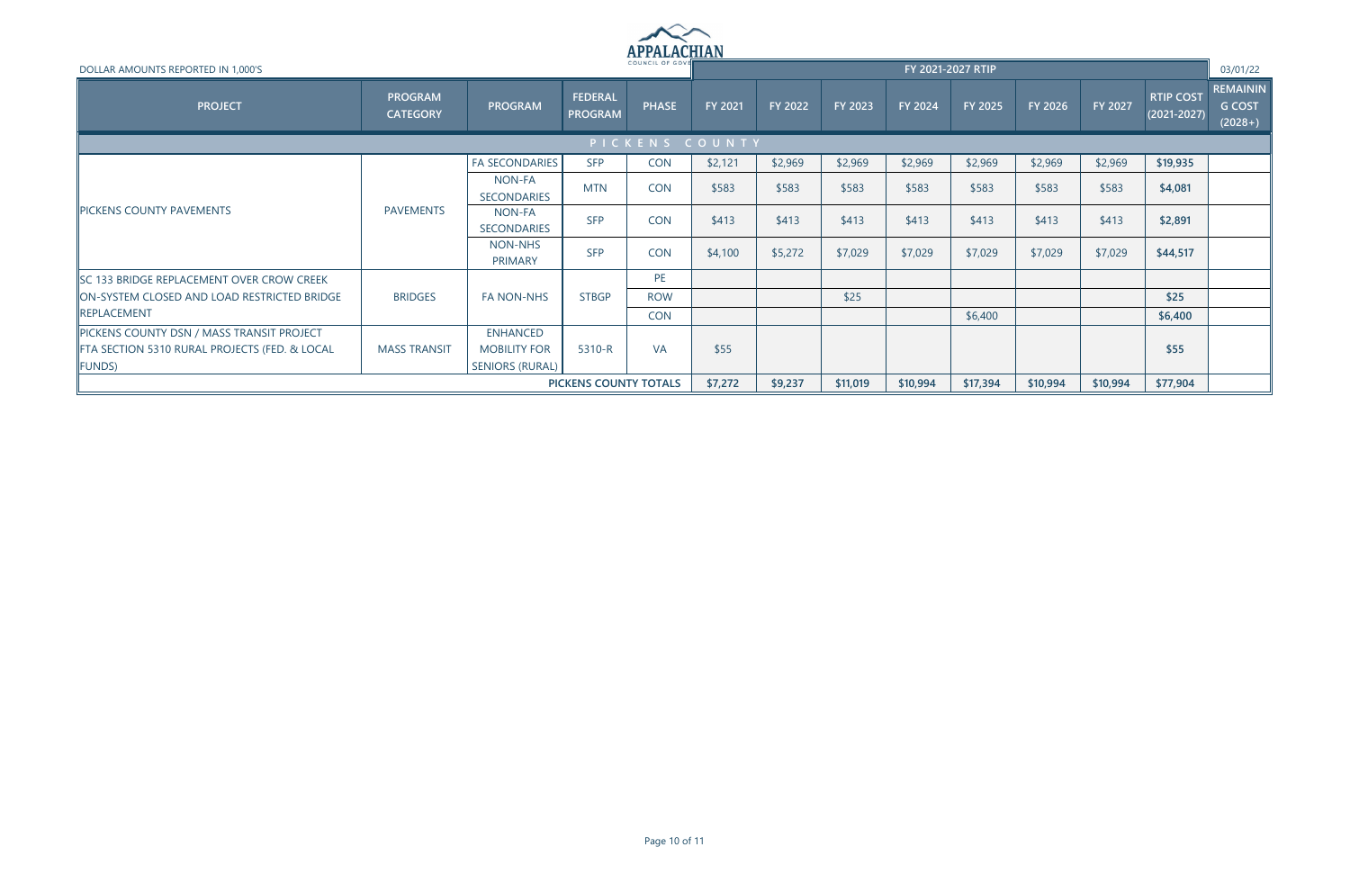APPALACHIAN COUNCIL OF GOVERNMENTS

DOLLAR AMOUNTS REPORTED IN 1,000'S

03/01/22

| PROJECT | PROGRAM CATEGORY | PROGRAM | FEDERAL PROGRAM | PHASE | FY 2021-2027 RTIP | | | | | | | | REMAINING COST (2028+) |
|---|---|---|---|---|---|---|---|---|---|---|---|---|---|
| | | | | | FY 2021 | FY 2022 | FY 2023 | FY 2024 | FY 2025 | FY 2026 | FY 2027 | RTIP COST (2021-2027) | |
| **PICKENS COUNTY** | | | | | | | | | | | | | |
| PICKENS COUNTY PAVEMENTS | PAVEMENTS | FA SECONDARIES | SFP | CON | $2,121 | $2,969 | $2,969 | $2,969 | $2,969 | $2,969 | $2,969 | **$19,935** | |
| | | NON-FA SECONDARIES | MTN | CON | $583 | $583 | $583 | $583 | $583 | $583 | $583 | **$4,081** | |
| | | NON-FA SECONDARIES | SFP | CON | $413 | $413 | $413 | $413 | $413 | $413 | $413 | **$2,891** | |
| | | NON-NHS PRIMARY | SFP | CON | $4,100 | $5,272 | $7,029 | $7,029 | $7,029 | $7,029 | $7,029 | **$44,517** | |
| SC 133 BRIDGE REPLACEMENT OVER CROW CREEK ON-SYSTEM CLOSED AND LOAD RESTRICTED BRIDGE REPLACEMENT | BRIDGES | FA NON-NHS | STBGP | PE | | | | | | | | | |
| | | | | ROW | | | $25 | | | | | **$25** | |
| | | | | CON | | | | | $6,400 | | | **$6,400** | |
| PICKENS COUNTY DSN / MASS TRANSIT PROJECT FTA SECTION 5310 RURAL PROJECTS (FED. & LOCAL FUNDS) | MASS TRANSIT | ENHANCED MOBILITY FOR SENIORS (RURAL) | 5310-R | VA | $55 | | | | | | | **$55** | |
| | | | | **PICKENS COUNTY TOTALS** | **$7,272** | **$9,237** | **$11,019** | **$10,994** | **$17,394** | **$10,994** | **$10,994** | **$77,904** | |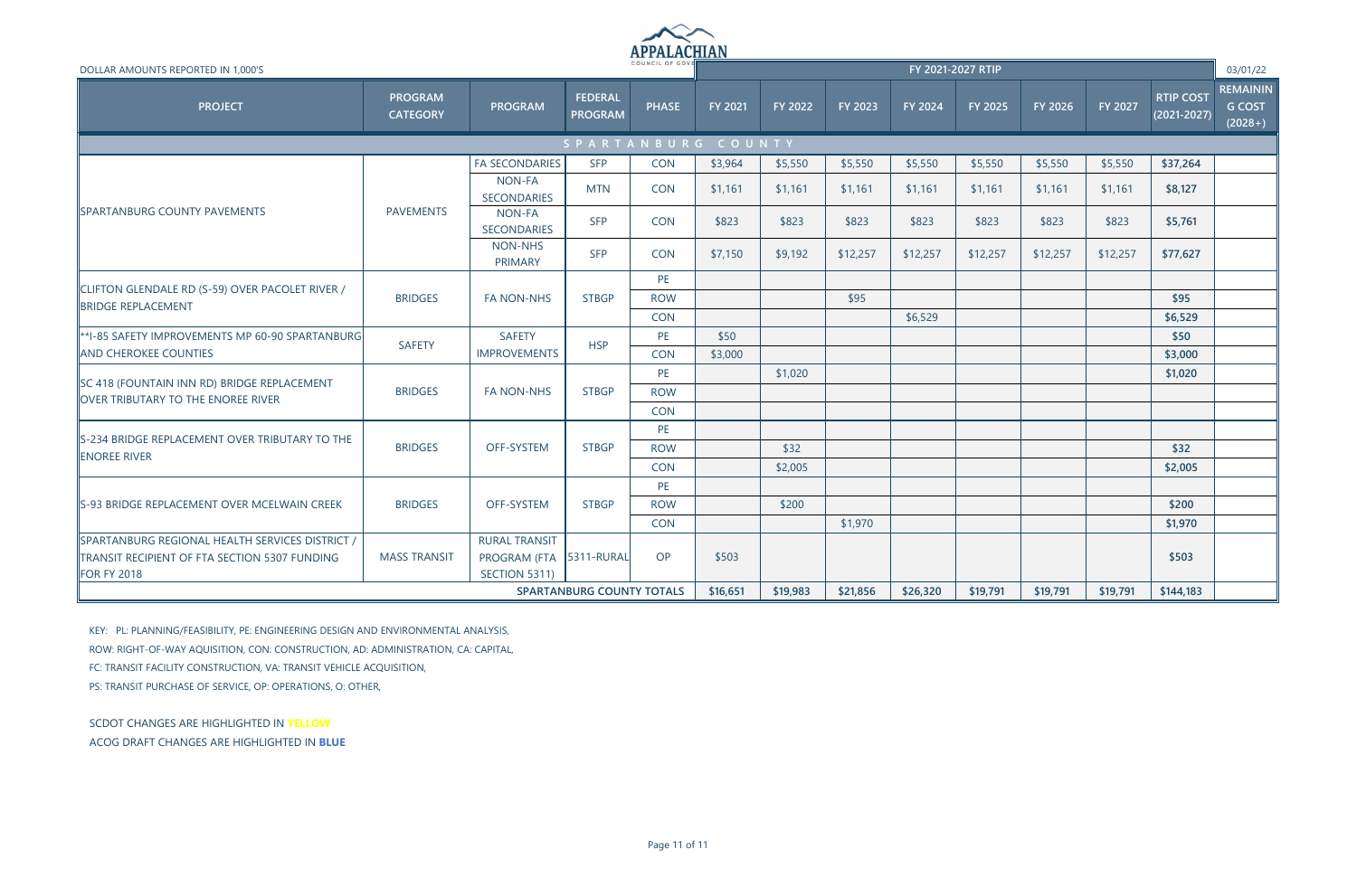APPALACHIAN COUNCIL OF GOVERNMENTS

DOLLAR AMOUNTS REPORTED IN 1,000'S

03/01/22

| PROJECT | PROGRAM CATEGORY | PROGRAM | FEDERAL PROGRAM | PHASE | FY 2021-2027 RTIP FY 2021 | FY 2022 | FY 2023 | FY 2024 | FY 2025 | FY 2026 | FY 2027 | RTIP COST (2021-2027) | REMAINING COST (2028+) |
|---|---|---|---|---|---|---|---|---|---|---|---|---|---|
| **SPARTANBURG COUNTY** | | | | | | | | | | | | | |
| SPARTANBURG COUNTY PAVEMENTS | PAVEMENTS | FA SECONDARIES | SFP | CON | $3,964 | $5,550 | $5,550 | $5,550 | $5,550 | $5,550 | $5,550 | $37,264 | |
| | | NON-FA SECONDARIES | MTN | CON | $1,161 | $1,161 | $1,161 | $1,161 | $1,161 | $1,161 | $1,161 | $8,127 | |
| | | NON-FA SECONDARIES | SFP | CON | $823 | $823 | $823 | $823 | $823 | $823 | $823 | $5,761 | |
| | | NON-NHS PRIMARY | SFP | CON | $7,150 | $9,192 | $12,257 | $12,257 | $12,257 | $12,257 | $12,257 | $77,627 | |
| CLIFTON GLENDALE RD (S-59) OVER PACOLET RIVER / BRIDGE REPLACEMENT | BRIDGES | FA NON-NHS | STBGP | PE | | | | | | | | | |
| | | | | ROW | | | $95 | | | | | $95 | |
| | | | | CON | | | | $6,529 | | | | $6,529 | |
| **I-85 SAFETY IMPROVEMENTS MP 60-90 SPARTANBURG AND CHEROKEE COUNTIES | SAFETY | SAFETY IMPROVEMENTS | HSP | PE | $50 | | | | | | | $50 | |
| | | | | CON | $3,000 | | | | | | | $3,000 | |
| SC 418 (FOUNTAIN INN RD) BRIDGE REPLACEMENT OVER TRIBUTARY TO THE ENOREE RIVER | BRIDGES | FA NON-NHS | STBGP | PE | | $1,020 | | | | | | $1,020 | |
| | | | | ROW | | | | | | | | | |
| | | | | CON | | | | | | | | | |
| S-234 BRIDGE REPLACEMENT OVER TRIBUTARY TO THE ENOREE RIVER | BRIDGES | OFF-SYSTEM | STBGP | PE | | | | | | | | | |
| | | | | ROW | | $32 | | | | | | $32 | |
| | | | | CON | | $2,005 | | | | | | $2,005 | |
| S-93 BRIDGE REPLACEMENT OVER MCELWAIN CREEK | BRIDGES | OFF-SYSTEM | STBGP | PE | | | | | | | | | |
| | | | | ROW | | $200 | | | | | | $200 | |
| | | | | CON | | | $1,970 | | | | | $1,970 | |
| SPARTANBURG REGIONAL HEALTH SERVICES DISTRICT / TRANSIT RECIPIENT OF FTA SECTION 5307 FUNDING FOR FY 2018 | MASS TRANSIT | RURAL TRANSIT PROGRAM (FTA SECTION 5311) | 5311-RURAL | OP | $503 | | | | | | | $503 | |
| **SPARTANBURG COUNTY TOTALS** | | | | | $16,651 | $19,983 | $21,856 | $26,320 | $19,791 | $19,791 | $19,791 | $144,183 | |

KEY: PL: PLANNING/FEASIBILITY, PE: ENGINEERING DESIGN AND ENVIRONMENTAL ANALYSIS,

ROW: RIGHT-OF-WAY AQUISITION, CON: CONSTRUCTION, AD: ADMINISTRATION, CA: CAPITAL,

FC: TRANSIT FACILITY CONSTRUCTION, VA: TRANSIT VEHICLE ACQUISITION,

PS: TRANSIT PURCHASE OF SERVICE, OP: OPERATIONS, O: OTHER,

SCDOT CHANGES ARE HIGHLIGHTED IN **YELLOW**

ACOG DRAFT CHANGES ARE HIGHLIGHTED IN **BLUE**